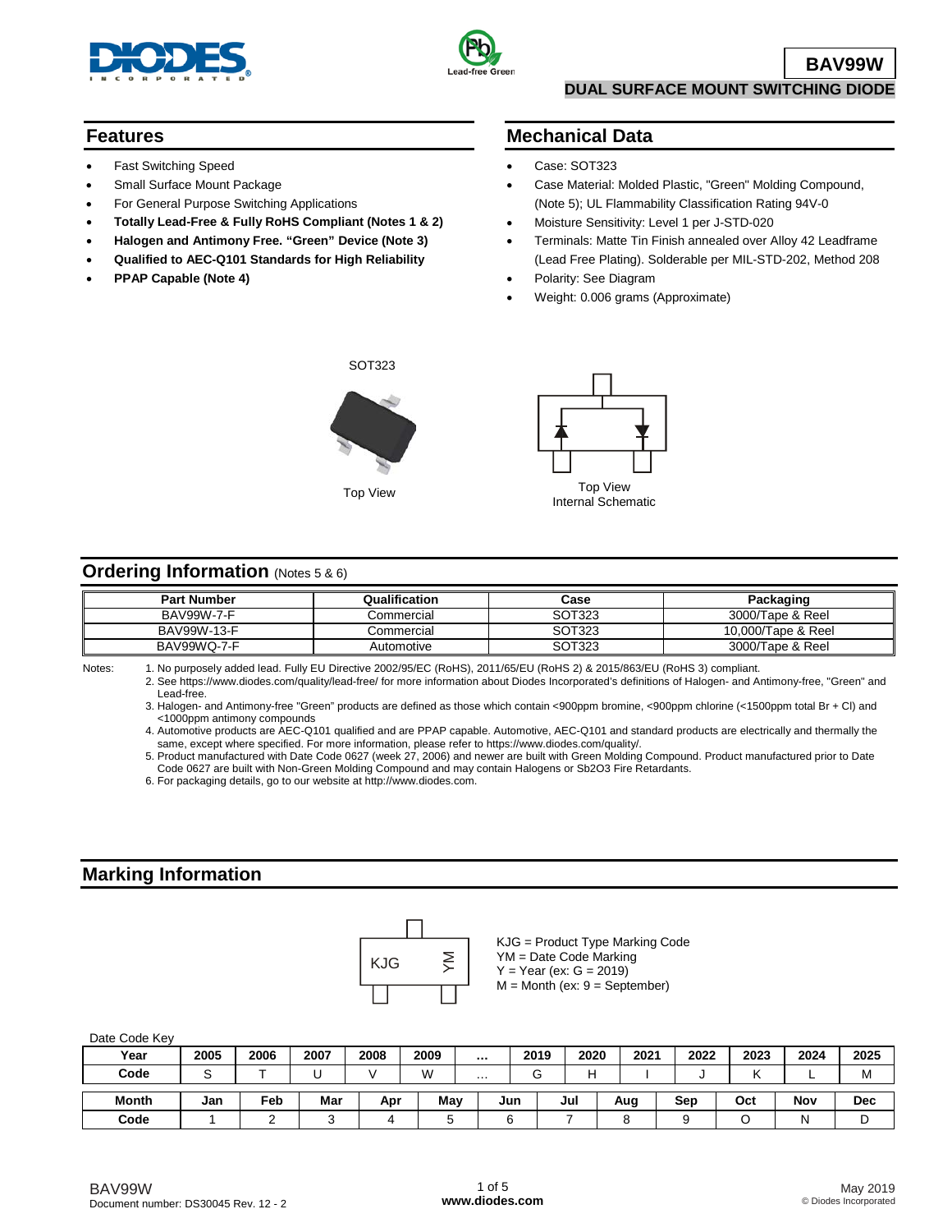# BAV99W

## DUAL SURFACE MOUNT SWITCHING DIODE

## Features

- Fast Switching Speed
- Small Surface Mount Package
- For General Purpose Switching Applications
- **Totally Lead-Free & Fully RoHS Compliant (Notes 1 & 2)**
- **Halogen and Antimony Free. "Green" Device (Note 3)**
- **Qualified to AEC-Q101 Standards for High Reliability**
- **PPAP Capable (Note 4)**

## Mechanical Data

- Case: SOT323
- Case Material: Molded Plastic, "Green" Molding Compound, (Note 5); UL Flammability Classification Rating 94V-0
- Moisture Sensitivity: Level 1 per J-STD-020
- Terminals: Matte Tin Finish annealed over Alloy 42 Leadframe (Lead Free Plating). Solderable per MIL-STD-202, Method 208
- Polarity: See Diagram
- Weight: 0.006 grams (Approximate)

SOT323

Top View

Top View
Internal Schematic

## Ordering Information (Notes 5 & 6)

| Part Number | Qualification | Case | Packaging |
|---|---|---|---|
| BAV99W-7-F | Commercial | SOT323 | 3000/Tape & Reel |
| BAV99W-13-F | Commercial | SOT323 | 10,000/Tape & Reel |
| BAV99WQ-7-F | Automotive | SOT323 | 3000/Tape & Reel |

Notes:
1. No purposely added lead. Fully EU Directive 2002/95/EC (RoHS), 2011/65/EU (RoHS 2) & 2015/863/EU (RoHS 3) compliant.
2. See https://www.diodes.com/quality/lead-free/ for more information about Diodes Incorporated's definitions of Halogen- and Antimony-free, "Green" and Lead-free.
3. Halogen- and Antimony-free "Green" products are defined as those which contain <900ppm bromine, <900ppm chlorine (<1500ppm total Br + Cl) and <1000ppm antimony compounds
4. Automotive products are AEC-Q101 qualified and are PPAP capable. Automotive, AEC-Q101 and standard products are electrically and thermally the same, except where specified. For more information, please refer to https://www.diodes.com/quality/.
5. Product manufactured with Date Code 0627 (week 27, 2006) and newer are built with Green Molding Compound. Product manufactured prior to Date Code 0627 are built with Non-Green Molding Compound and may contain Halogens or $Sb_2O_3$ Fire Retardants.
6. For packaging details, go to our website at http://www.diodes.com.

## Marking Information

KJG YM

KJG = Product Type Marking Code
YM = Date Code Marking
Y = Year (ex: G = 2019)
M = Month (ex: 9 = September)

Date Code Key

| Year | 2005 | 2006 | 2007 | 2008 | 2009 | ... | 2019 | 2020 | 2021 | 2022 | 2023 | 2024 | 2025 |
|---|---|---|---|---|---|---|---|---|---|---|---|---|---|
| Code | S | T | U | V | W | ... | G | H | I | J | K | L | M |

| Month | Jan | Feb | Mar | Apr | May | Jun | Jul | Aug | Sep | Oct | Nov | Dec |
|---|---|---|---|---|---|---|---|---|---|---|---|---|
| Code | 1 | 2 | 3 | 4 | 5 | 6 | 7 | 8 | 9 | O | N | D |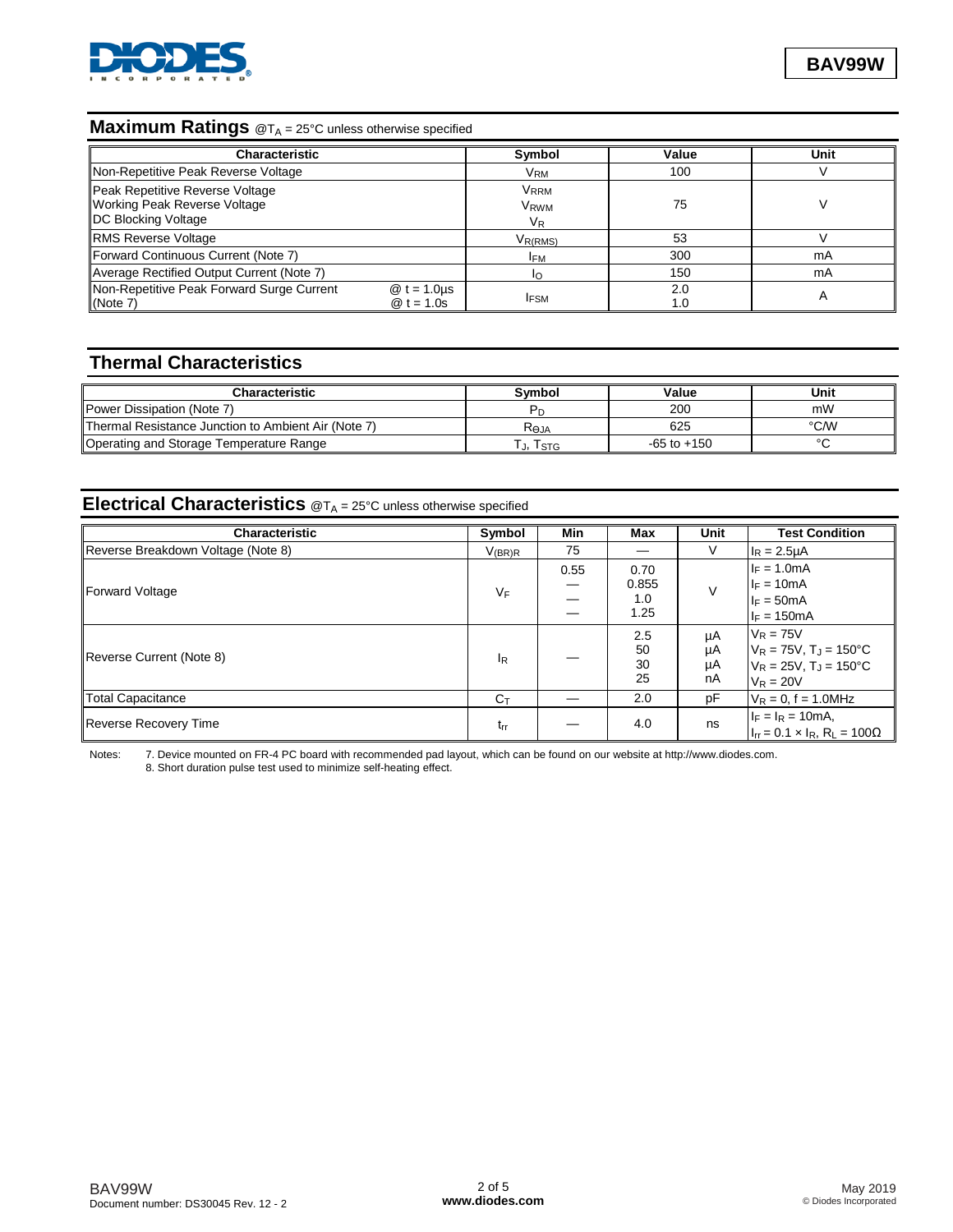## Maximum Ratings @$T_A$ = 25°C unless otherwise specified

| Characteristic | | Symbol | Value | Unit |
|---|---|---|---|---|
| Non-Repetitive Peak Reverse Voltage | | $V_{RM}$ | 100 | V |
| Peak Repetitive Reverse Voltage<br>Working Peak Reverse Voltage<br>DC Blocking Voltage | | $V_{RRM}$<br>$V_{RWM}$<br>$V_R$ | 75 | V |
| RMS Reverse Voltage | | $V_{R(RMS)}$ | 53 | V |
| Forward Continuous Current (Note 7) | | $I_{FM}$ | 300 | mA |
| Average Rectified Output Current (Note 7) | | $I_O$ | 150 | mA |
| Non-Repetitive Peak Forward Surge Current (Note 7) | @ t = 1.0µs<br>@ t = 1.0s | $I_{FSM}$ | 2.0<br>1.0 | A |

## Thermal Characteristics

| Characteristic | Symbol | Value | Unit |
|---|---|---|---|
| Power Dissipation (Note 7) | $P_D$ | 200 | mW |
| Thermal Resistance Junction to Ambient Air (Note 7) | $R_{\theta JA}$ | 625 | °C/W |
| Operating and Storage Temperature Range | $T_J$, $T_{STG}$ | -65 to +150 | °C |

## Electrical Characteristics @$T_A$ = 25°C unless otherwise specified

| Characteristic | Symbol | Min | Max | Unit | Test Condition |
|---|---|---|---|---|---|
| Reverse Breakdown Voltage (Note 8) | $V_{(BR)R}$ | 75 | — | V | $I_R$ = 2.5µA |
| Forward Voltage | $V_F$ | 0.55<br>—<br>—<br>— | 0.70<br>0.855<br>1.0<br>1.25 | V | $I_F$ = 1.0mA<br>$I_F$ = 10mA<br>$I_F$ = 50mA<br>$I_F$ = 150mA |
| Reverse Current (Note 8) | $I_R$ | — | 2.5<br>50<br>30<br>25 | µA<br>µA<br>µA<br>nA | $V_R$ = 75V<br>$V_R$ = 75V, $T_J$ = 150°C<br>$V_R$ = 25V, $T_J$ = 150°C<br>$V_R$ = 20V |
| Total Capacitance | $C_T$ | — | 2.0 | pF | $V_R$ = 0, f = 1.0MHz |
| Reverse Recovery Time | $t_{rr}$ | — | 4.0 | ns | $I_F$ = $I_R$ = 10mA,<br>$I_{rr}$ = 0.1 × $I_R$, $R_L$ = 100Ω |

Notes: 7. Device mounted on FR-4 PC board with recommended pad layout, which can be found on our website at http://www.diodes.com.
8. Short duration pulse test used to minimize self-heating effect.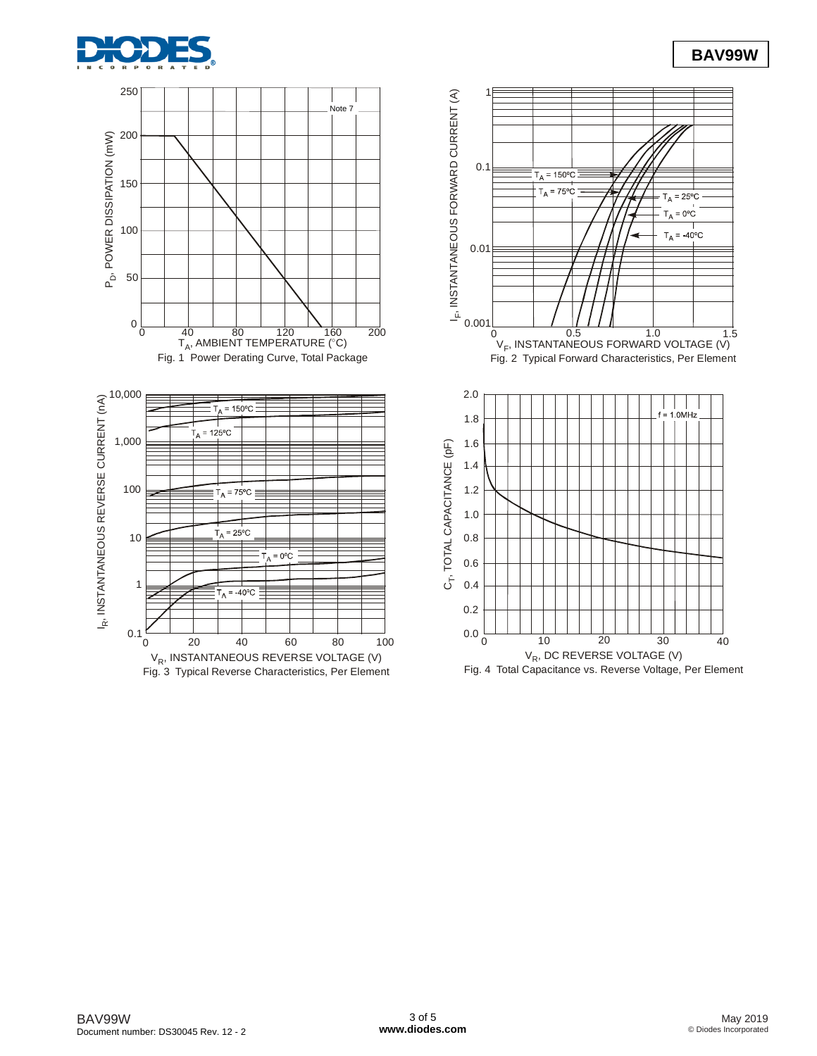$P_D$, POWER DISSIPATION (mW)

$T_A$, AMBIENT TEMPERATURE (°C)

Note 7

Fig. 1 Power Derating Curve, Total Package

$I_F$, INSTANTANEOUS FORWARD CURRENT (A)

$V_F$, INSTANTANEOUS FORWARD VOLTAGE (V)

$T_A$ = 150ºC, $T_A$ = 75ºC, $T_A$ = 25ºC, $T_A$ = 0ºC, $T_A$ = -40ºC

Fig. 2 Typical Forward Characteristics, Per Element

$I_R$, INSTANTANEOUS REVERSE CURRENT (nA)

$V_R$, INSTANTANEOUS REVERSE VOLTAGE (V)

$T_A$ = 150ºC, $T_A$ = 125ºC, $T_A$ = 75ºC, $T_A$ = 25ºC, $T_A$ = 0ºC, $T_A$ = -40ºC

Fig. 3 Typical Reverse Characteristics, Per Element

$C_T$, TOTAL CAPACITANCE (pF)

$V_R$, DC REVERSE VOLTAGE (V)

f = 1.0MHz

Fig. 4 Total Capacitance vs. Reverse Voltage, Per Element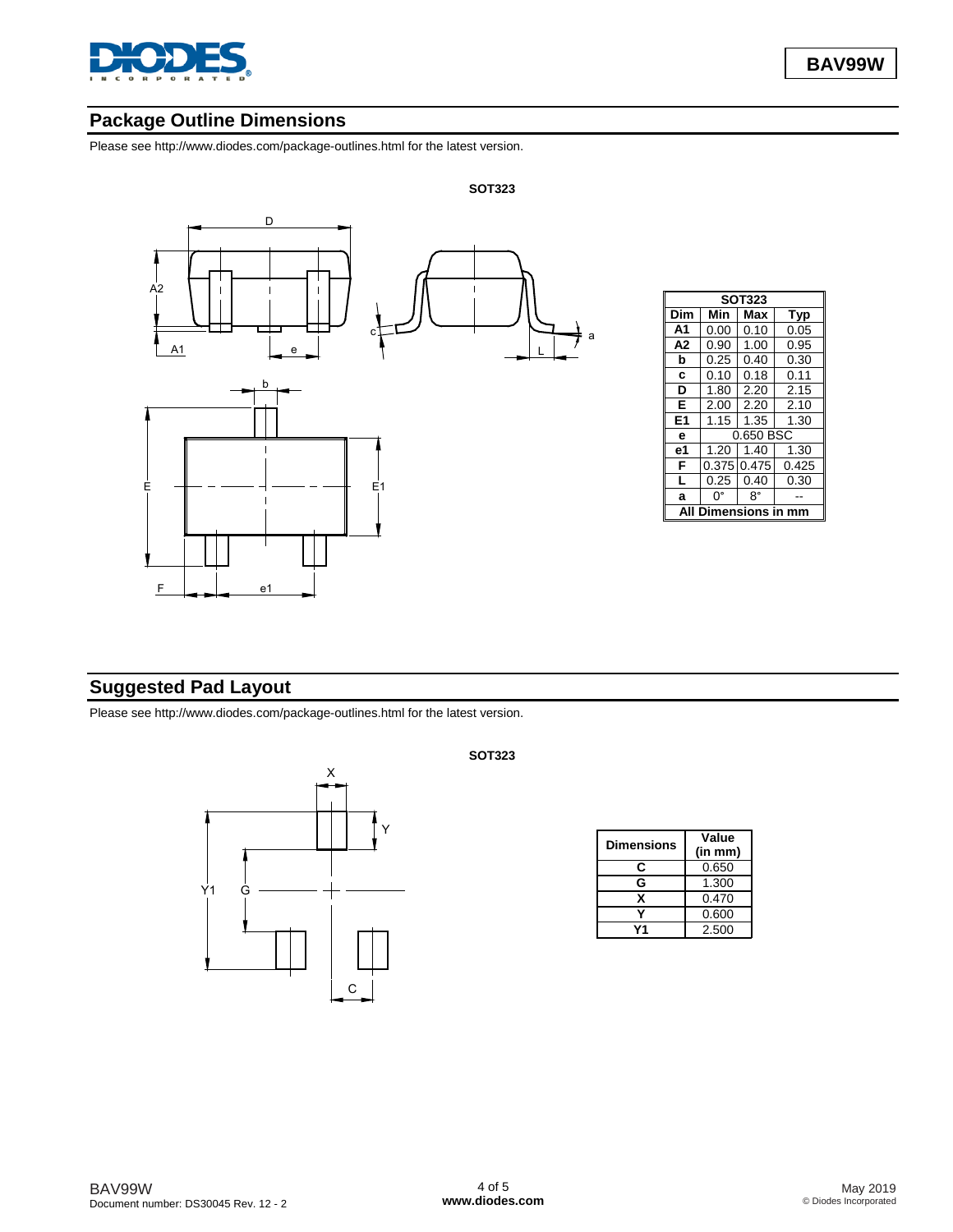## Package Outline Dimensions

Please see http://www.diodes.com/package-outlines.html for the latest version.

**SOT323**

| SOT323 | | | |
|---|---|---|---|
| Dim | Min | Max | Typ |
| A1 | 0.00 | 0.10 | 0.05 |
| A2 | 0.90 | 1.00 | 0.95 |
| b | 0.25 | 0.40 | 0.30 |
| c | 0.10 | 0.18 | 0.11 |
| D | 1.80 | 2.20 | 2.15 |
| E | 2.00 | 2.20 | 2.10 |
| E1 | 1.15 | 1.35 | 1.30 |
| e | 0.650 BSC | | |
| e1 | 1.20 | 1.40 | 1.30 |
| F | 0.375 | 0.475 | 0.425 |
| L | 0.25 | 0.40 | 0.30 |
| a | 0° | 8° | -- |
| All Dimensions in mm | | | |

## Suggested Pad Layout

Please see http://www.diodes.com/package-outlines.html for the latest version.

**SOT323**

| Dimensions | Value (in mm) |
|---|---|
| C | 0.650 |
| G | 1.300 |
| X | 0.470 |
| Y | 0.600 |
| Y1 | 2.500 |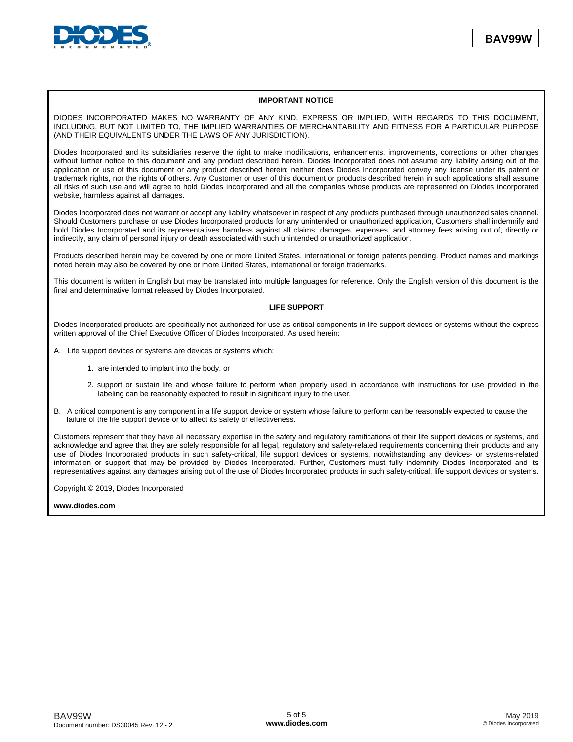## IMPORTANT NOTICE

DIODES INCORPORATED MAKES NO WARRANTY OF ANY KIND, EXPRESS OR IMPLIED, WITH REGARDS TO THIS DOCUMENT, INCLUDING, BUT NOT LIMITED TO, THE IMPLIED WARRANTIES OF MERCHANTABILITY AND FITNESS FOR A PARTICULAR PURPOSE (AND THEIR EQUIVALENTS UNDER THE LAWS OF ANY JURISDICTION).

Diodes Incorporated and its subsidiaries reserve the right to make modifications, enhancements, improvements, corrections or other changes without further notice to this document and any product described herein. Diodes Incorporated does not assume any liability arising out of the application or use of this document or any product described herein; neither does Diodes Incorporated convey any license under its patent or trademark rights, nor the rights of others. Any Customer or user of this document or products described herein in such applications shall assume all risks of such use and will agree to hold Diodes Incorporated and all the companies whose products are represented on Diodes Incorporated website, harmless against all damages.

Diodes Incorporated does not warrant or accept any liability whatsoever in respect of any products purchased through unauthorized sales channel. Should Customers purchase or use Diodes Incorporated products for any unintended or unauthorized application, Customers shall indemnify and hold Diodes Incorporated and its representatives harmless against all claims, damages, expenses, and attorney fees arising out of, directly or indirectly, any claim of personal injury or death associated with such unintended or unauthorized application.

Products described herein may be covered by one or more United States, international or foreign patents pending. Product names and markings noted herein may also be covered by one or more United States, international or foreign trademarks.

This document is written in English but may be translated into multiple languages for reference. Only the English version of this document is the final and determinative format released by Diodes Incorporated.

## LIFE SUPPORT

Diodes Incorporated products are specifically not authorized for use as critical components in life support devices or systems without the express written approval of the Chief Executive Officer of Diodes Incorporated. As used herein:

A. Life support devices or systems are devices or systems which:

1. are intended to implant into the body, or
2. support or sustain life and whose failure to perform when properly used in accordance with instructions for use provided in the labeling can be reasonably expected to result in significant injury to the user.

B. A critical component is any component in a life support device or system whose failure to perform can be reasonably expected to cause the failure of the life support device or to affect its safety or effectiveness.

Customers represent that they have all necessary expertise in the safety and regulatory ramifications of their life support devices or systems, and acknowledge and agree that they are solely responsible for all legal, regulatory and safety-related requirements concerning their products and any use of Diodes Incorporated products in such safety-critical, life support devices or systems, notwithstanding any devices- or systems-related information or support that may be provided by Diodes Incorporated. Further, Customers must fully indemnify Diodes Incorporated and its representatives against any damages arising out of the use of Diodes Incorporated products in such safety-critical, life support devices or systems.

Copyright © 2019, Diodes Incorporated

**www.diodes.com**